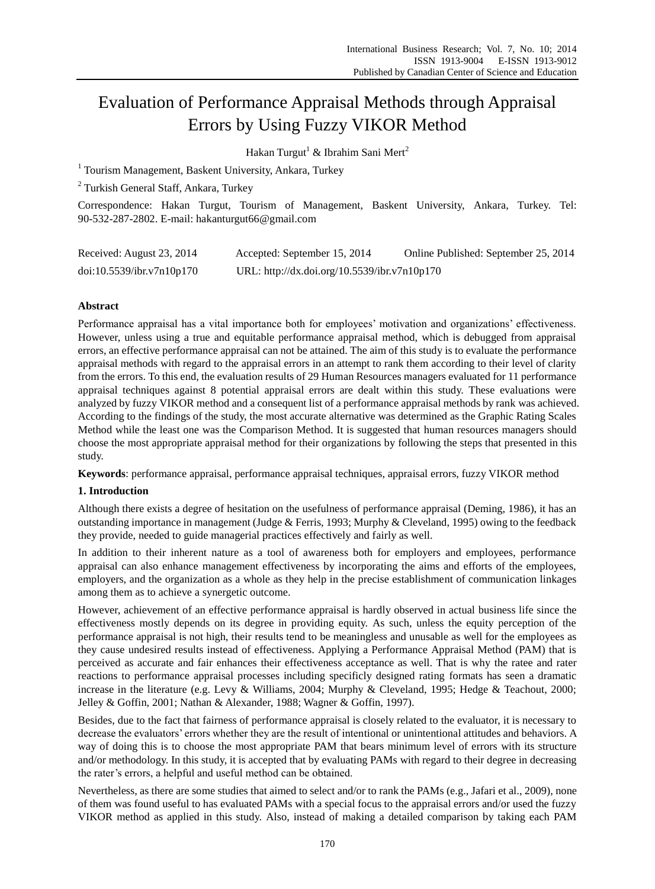# Evaluation of Performance Appraisal Methods through Appraisal Errors by Using Fuzzy VIKOR Method

Hakan Turgut[1] & Ibrahim Sani Mert[2]

[1] Tourism Management, Baskent University, Ankara, Turkey

[2] Turkish General Staff, Ankara, Turkey

Correspondence: Hakan Turgut, Tourism of Management, Baskent University, Ankara, Turkey. Tel: 90-532-287-2802. E-mail: hakanturgut66@gmail.com

Received: August 23, 2014 Accepted: September 15, 2014 Online Published: September 25, 2014

doi:10.5539/ibr.v7n10p170 URL: http://dx.doi.org/10.5539/ibr.v7n10p170

**Abstract**

Performance appraisal has a vital importance both for employees' motivation and organizations' effectiveness. However, unless using a true and equitable performance appraisal method, which is debugged from appraisal errors, an effective performance appraisal can not be attained. The aim of this study is to evaluate the performance appraisal methods with regard to the appraisal errors in an attempt to rank them according to their level of clarity from the errors. To this end, the evaluation results of 29 Human Resources managers evaluated for 11 performance appraisal techniques against 8 potential appraisal errors are dealt within this study. These evaluations were analyzed by fuzzy VIKOR method and a consequent list of a performance appraisal methods by rank was achieved. According to the findings of the study, the most accurate alternative was determined as the Graphic Rating Scales Method while the least one was the Comparison Method. It is suggested that human resources managers should choose the most appropriate appraisal method for their organizations by following the steps that presented in this study.

**Keywords**: performance appraisal, performance appraisal techniques, appraisal errors, fuzzy VIKOR method

## 1. Introduction

Although there exists a degree of hesitation on the usefulness of performance appraisal (Deming, 1986), it has an outstanding importance in management (Judge & Ferris, 1993; Murphy & Cleveland, 1995) owing to the feedback they provide, needed to guide managerial practices effectively and fairly as well.

In addition to their inherent nature as a tool of awareness both for employers and employees, performance appraisal can also enhance management effectiveness by incorporating the aims and efforts of the employees, employers, and the organization as a whole as they help in the precise establishment of communication linkages among them as to achieve a synergetic outcome.

However, achievement of an effective performance appraisal is hardly observed in actual business life since the effectiveness mostly depends on its degree in providing equity. As such, unless the equity perception of the performance appraisal is not high, their results tend to be meaningless and unusable as well for the employees as they cause undesired results instead of effectiveness. Applying a Performance Appraisal Method (PAM) that is perceived as accurate and fair enhances their effectiveness acceptance as well. That is why the ratee and rater reactions to performance appraisal processes including specificly designed rating formats has seen a dramatic increase in the literature (e.g. Levy & Williams, 2004; Murphy & Cleveland, 1995; Hedge & Teachout, 2000; Jelley & Goffin, 2001; Nathan & Alexander, 1988; Wagner & Goffin, 1997).

Besides, due to the fact that fairness of performance appraisal is closely related to the evaluator, it is necessary to decrease the evaluators' errors whether they are the result of intentional or unintentional attitudes and behaviors. A way of doing this is to choose the most appropriate PAM that bears minimum level of errors with its structure and/or methodology. In this study, it is accepted that by evaluating PAMs with regard to their degree in decreasing the rater's errors, a helpful and useful method can be obtained.

Nevertheless, as there are some studies that aimed to select and/or to rank the PAMs (e.g., Jafari et al., 2009), none of them was found useful to has evaluated PAMs with a special focus to the appraisal errors and/or used the fuzzy VIKOR method as applied in this study. Also, instead of making a detailed comparison by taking each PAM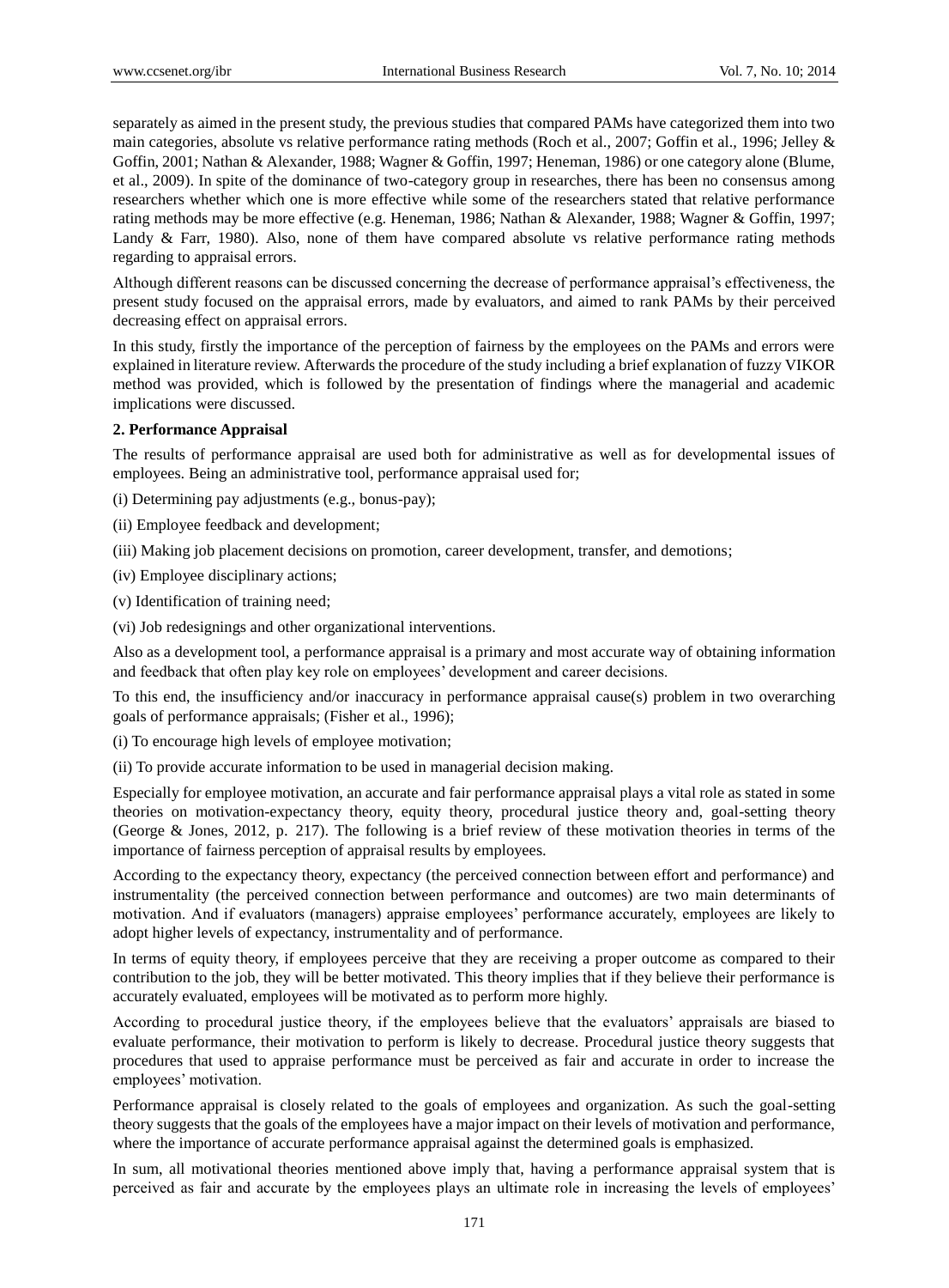separately as aimed in the present study, the previous studies that compared PAMs have categorized them into two main categories, absolute vs relative performance rating methods (Roch et al., 2007; Goffin et al., 1996; Jelley & Goffin, 2001; Nathan & Alexander, 1988; Wagner & Goffin, 1997; Heneman, 1986) or one category alone (Blume, et al., 2009). In spite of the dominance of two-category group in researches, there has been no consensus among researchers whether which one is more effective while some of the researchers stated that relative performance rating methods may be more effective (e.g. Heneman, 1986; Nathan & Alexander, 1988; Wagner & Goffin, 1997; Landy & Farr, 1980). Also, none of them have compared absolute vs relative performance rating methods regarding to appraisal errors.

Although different reasons can be discussed concerning the decrease of performance appraisal's effectiveness, the present study focused on the appraisal errors, made by evaluators, and aimed to rank PAMs by their perceived decreasing effect on appraisal errors.

In this study, firstly the importance of the perception of fairness by the employees on the PAMs and errors were explained in literature review. Afterwards the procedure of the study including a brief explanation of fuzzy VIKOR method was provided, which is followed by the presentation of findings where the managerial and academic implications were discussed.

## 2. Performance Appraisal

The results of performance appraisal are used both for administrative as well as for developmental issues of employees. Being an administrative tool, performance appraisal used for;

(i) Determining pay adjustments (e.g., bonus-pay);

(ii) Employee feedback and development;

(iii) Making job placement decisions on promotion, career development, transfer, and demotions;

(iv) Employee disciplinary actions;

(v) Identification of training need;

(vi) Job redesignings and other organizational interventions.

Also as a development tool, a performance appraisal is a primary and most accurate way of obtaining information and feedback that often play key role on employees' development and career decisions.

To this end, the insufficiency and/or inaccuracy in performance appraisal cause(s) problem in two overarching goals of performance appraisals; (Fisher et al., 1996);

(i) To encourage high levels of employee motivation;

(ii) To provide accurate information to be used in managerial decision making.

Especially for employee motivation, an accurate and fair performance appraisal plays a vital role as stated in some theories on motivation-expectancy theory, equity theory, procedural justice theory and, goal-setting theory (George & Jones, 2012, p. 217). The following is a brief review of these motivation theories in terms of the importance of fairness perception of appraisal results by employees.

According to the expectancy theory, expectancy (the perceived connection between effort and performance) and instrumentality (the perceived connection between performance and outcomes) are two main determinants of motivation. And if evaluators (managers) appraise employees' performance accurately, employees are likely to adopt higher levels of expectancy, instrumentality and of performance.

In terms of equity theory, if employees perceive that they are receiving a proper outcome as compared to their contribution to the job, they will be better motivated. This theory implies that if they believe their performance is accurately evaluated, employees will be motivated as to perform more highly.

According to procedural justice theory, if the employees believe that the evaluators' appraisals are biased to evaluate performance, their motivation to perform is likely to decrease. Procedural justice theory suggests that procedures that used to appraise performance must be perceived as fair and accurate in order to increase the employees' motivation.

Performance appraisal is closely related to the goals of employees and organization. As such the goal-setting theory suggests that the goals of the employees have a major impact on their levels of motivation and performance, where the importance of accurate performance appraisal against the determined goals is emphasized.

In sum, all motivational theories mentioned above imply that, having a performance appraisal system that is perceived as fair and accurate by the employees plays an ultimate role in increasing the levels of employees'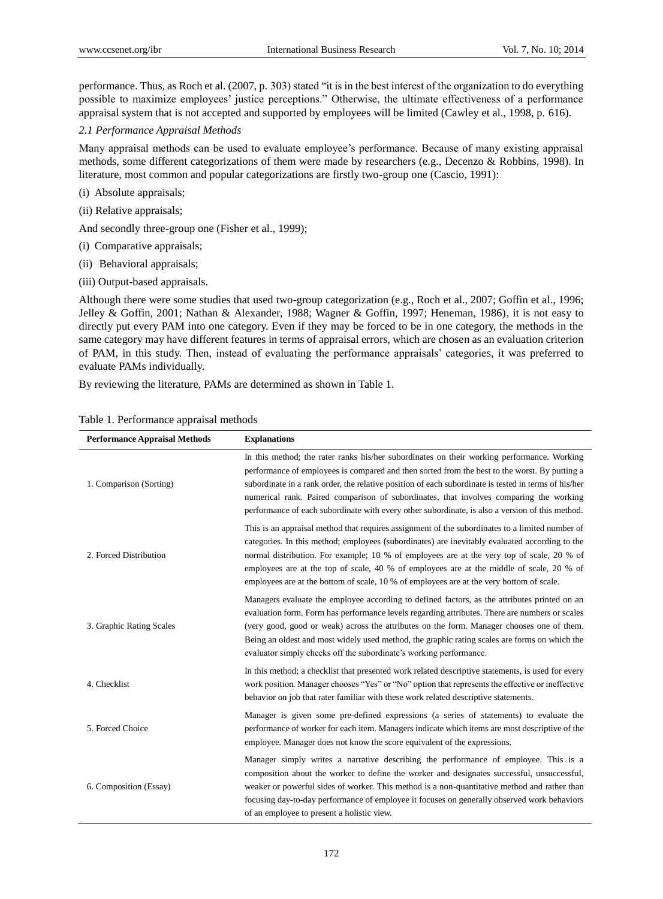performance. Thus, as Roch et al. (2007, p. 303) stated "it is in the best interest of the organization to do everything possible to maximize employees' justice perceptions." Otherwise, the ultimate effectiveness of a performance appraisal system that is not accepted and supported by employees will be limited (Cawley et al., 1998, p. 616).

### *2.1 Performance Appraisal Methods*

Many appraisal methods can be used to evaluate employee's performance. Because of many existing appraisal methods, some different categorizations of them were made by researchers (e.g., Decenzo & Robbins, 1998). In literature, most common and popular categorizations are firstly two-group one (Cascio, 1991):

(i) Absolute appraisals;

(ii) Relative appraisals;

And secondly three-group one (Fisher et al., 1999);

(i) Comparative appraisals;

(ii) Behavioral appraisals;

(iii) Output-based appraisals.

Although there were some studies that used two-group categorization (e.g., Roch et al., 2007; Goffin et al., 1996; Jelley & Goffin, 2001; Nathan & Alexander, 1988; Wagner & Goffin, 1997; Heneman, 1986), it is not easy to directly put every PAM into one category. Even if they may be forced to be in one category, the methods in the same category may have different features in terms of appraisal errors, which are chosen as an evaluation criterion of PAM, in this study. Then, instead of evaluating the performance appraisals' categories, it was preferred to evaluate PAMs individually.

By reviewing the literature, PAMs are determined as shown in Table 1.

Table 1. Performance appraisal methods

| Performance Appraisal Methods | Explanations |
|---|---|
| 1. Comparison (Sorting) | In this method; the rater ranks his/her subordinates on their working performance. Working performance of employees is compared and then sorted from the best to the worst. By putting a subordinate in a rank order, the relative position of each subordinate is tested in terms of his/her numerical rank. Paired comparison of subordinates, that involves comparing the working performance of each subordinate with every other subordinate, is also a version of this method. |
| 2. Forced Distribution | This is an appraisal method that requires assignment of the subordinates to a limited number of categories. In this method; employees (subordinates) are inevitably evaluated according to the normal distribution. For exampe; 10 % of employees are at the very top of scale, 20 % of employees are at the top of scale, 40 % of employees are at the middle of scale, 20 % of employees are at the bottom of scale, 10 % of employees are at the very bottom of scale. |
| 3. Graphic Rating Scales | Managers evaluate the employee according to defined factors, as the attributes printed on an evaluation form. Form has performance levels regarding attributes. There are numbers or scales (very good, good or weak) across the attributes on the form. Manager chooses one of them. Being an oldest and most widely used method, the graphic rating scales are forms on which the evaluator simply checks off the subordinate's working performance. |
| 4. Checklist | In this method; a checklist that presented work related descriptive statements, is used for every work position. Manager chooses "Yes" or "No" option that represents the effective or ineffective behavior on job that rater familiar with these work related descriptive statements. |
| 5. Forced Choice | Manager is given some pre-defined expressions (a series of statements) to evaluate the performance of worker for each item. Managers indicate which items are most descriptive of the employee. Manager does not know the score equivalent of the expressions. |
| 6. Composition (Essay) | Manager simply writes a narrative describing the performance of employee. This is a composition about the worker to define the worker and designates successful, unsuccessful, weaker or powerful sides of worker. This method is a non-quantitative method and rather than focusing day-to-day performance of employee it focuses on generally observed work behaviors of an employee to present a holistic view. |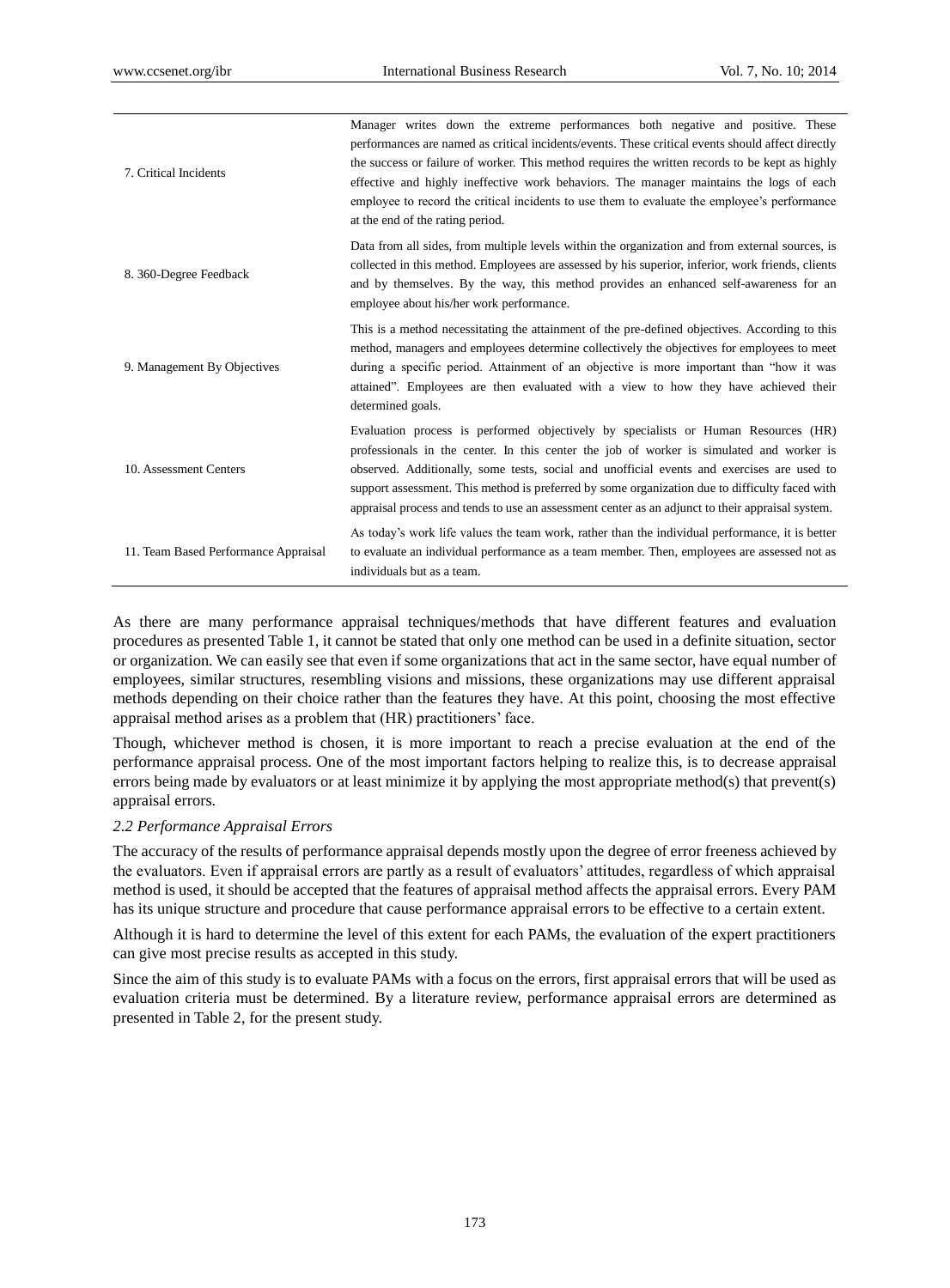| | |
|---|---|
| 7. Critical Incidents | Manager writes down the extreme performances both negative and positive. These performances are named as critical incidents/events. These critical events should affect directly the success or failure of worker. This method requires the written records to be kept as highly effective and highly ineffective work behaviors. The manager maintains the logs of each employee to record the critical incidents to use them to evaluate the employee's performance at the end of the rating period. |
| 8. 360-Degree Feedback | Data from all sides, from multiple levels within the organization and from external sources, is collected in this method. Employees are assessed by his superior, inferior, work friends, clients and by themselves. By the way, this method provides an enhanced self-awareness for an employee about his/her work performance. |
| 9. Management By Objectives | This is a method necessitating the attainment of the pre-defined objectives. According to this method, managers and employees determine collectively the objectives for employees to meet during a specific period. Attainment of an objective is more important than "how it was attained". Employees are then evaluated with a view to how they have achieved their determined goals. |
| 10. Assessment Centers | Evaluation process is performed objectively by specialists or Human Resources (HR) professionals in the center. In this center the job of worker is simulated and worker is observed. Additionally, some tests, social and unofficial events and exercises are used to support assessment. This method is preferred by some organization due to difficulty faced with appraisal process and tends to use an assessment center as an adjunct to their appraisal system. |
| 11. Team Based Performance Appraisal | As today's work life values the team work, rather than the individual performance, it is better to evaluate an individual performance as a team member. Then, employees are assessed not as individuals but as a team. |

As there are many performance appraisal techniques/methods that have different features and evaluation procedures as presented Table 1, it cannot be stated that only one method can be used in a definite situation, sector or organization. We can easily see that even if some organizations that act in the same sector, have equal number of employees, similar structures, resembling visions and missions, these organizations may use different appraisal methods depending on their choice rather than the features they have. At this point, choosing the most effective appraisal method arises as a problem that (HR) practitioners' face.

Though, whichever method is chosen, it is more important to reach a precise evaluation at the end of the performance appraisal process. One of the most important factors helping to realize this, is to decrease appraisal errors being made by evaluators or at least minimize it by applying the most appropriate method(s) that prevent(s) appraisal errors.

### *2.2 Performance Appraisal Errors*

The accuracy of the results of performance appraisal depends mostly upon the degree of error freeness achieved by the evaluators. Even if appraisal errors are partly as a result of evaluators' attitudes, regardless of which appraisal method is used, it should be accepted that the features of appraisal method affects the appraisal errors. Every PAM has its unique structure and procedure that cause performance appraisal errors to be effective to a certain extent.

Although it is hard to determine the level of this extent for each PAMs, the evaluation of the expert practitioners can give most precise results as accepted in this study.

Since the aim of this study is to evaluate PAMs with a focus on the errors, first appraisal errors that will be used as evaluation criteria must be determined. By a literature review, performance appraisal errors are determined as presented in Table 2, for the present study.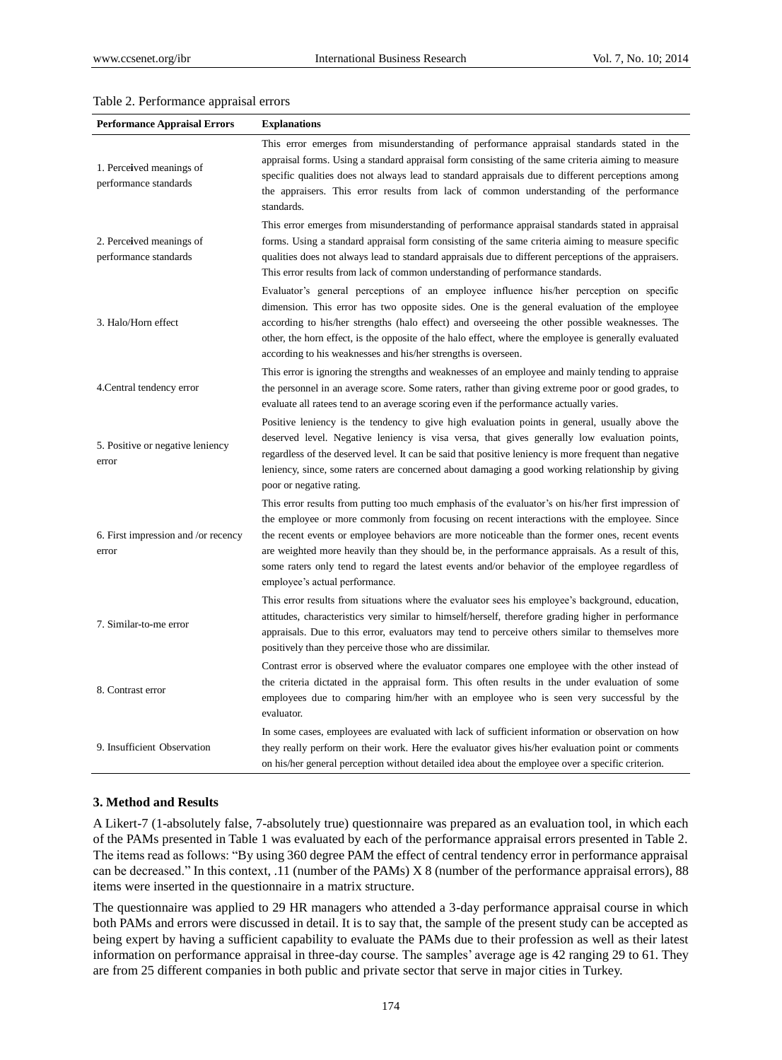Table 2. Performance appraisal errors

| Performance Appraisal Errors | Explanations |
|---|---|
| 1. Perceived meanings of performance standards | This error emerges from misunderstanding of performance appraisal standards stated in the appraisal forms. Using a standard appraisal form consisting of the same criteria aiming to measure specific qualities does not always lead to standard appraisals due to different perceptions among the appraisers. This error results from lack of common understanding of the performance standards. |
| 2. Perceived meanings of performance standards | This error emerges from misunderstanding of performance appraisal standards stated in appraisal forms. Using a standard appraisal form consisting of the same criteria aiming to measure specific qualities does not always lead to standard appraisals due to different perceptions of the appraisers. This error results from lack of common understanding of performance standards. |
| 3. Halo/Horn effect | Evaluator's general perceptions of an employee influence his/her perception on specific dimension. This error has two opposite sides. One is the general evaluation of the employee according to his/her strengths (halo effect) and overseeing the other possible weaknesses. The other, the horn effect, is the opposite of the halo effect, where the employee is generally evaluated according to his weaknesses and his/her strengths is overseen. |
| 4.Central tendency error | This error is ignoring the strengths and weaknesses of an employee and mainly tending to appraise the personnel in an average score. Some raters, rather than giving extreme poor or good grades, to evaluate all ratees tend to an average scoring even if the performance actually varies. |
| 5. Positive or negative leniency error | Positive leniency is the tendency to give high evaluation points in general, usually above the deserved level. Negative leniency is visa versa, that gives generally low evaluation points, regardless of the deserved level. It can be said that positive leniency is more frequent than negative leniency, since, some raters are concerned about damaging a good working relationship by giving poor or negative rating. |
| 6. First impression and /or recency error | This error results from putting too much emphasis of the evaluator's on his/her first impression of the employee or more commonly from focusing on recent interactions with the employee. Since the recent events or employee behaviors are more noticeable than the former ones, recent events are weighted more heavily than they should be, in the performance appraisals. As a result of this, some raters only tend to regard the latest events and/or behavior of the employee regardless of employee's actual performance. |
| 7. Similar-to-me error | This error results from situations where the evaluator sees his employee's background, education, attitudes, characteristics very similar to himself/herself, therefore grading higher in performance appraisals. Due to this error, evaluators may tend to perceive others similar to themselves more positively than they perceive those who are dissimilar. |
| 8. Contrast error | Contrast error is observed where the evaluator compares one employee with the other instead of the criteria dictated in the appraisal form. This often results in the under evaluation of some employees due to comparing him/her with an employee who is seen very successful by the evaluator. |
| 9. Insufficient Observation | In some cases, employees are evaluated with lack of sufficient information or observation on how they really perform on their work. Here the evaluator gives his/her evaluation point or comments on his/her general perception without detailed idea about the employee over a specific criterion. |

### 3. Method and Results

A Likert-7 (1-absolutely false, 7-absolutely true) questionnaire was prepared as an evaluation tool, in which each of the PAMs presented in Table 1 was evaluated by each of the performance appraisal errors presented in Table 2. The items read as follows: "By using 360 degree PAM the effect of central tendency error in performance appraisal can be decreased." In this context, .11 (number of the PAMs) X 8 (number of the performance appraisal errors), 88 items were inserted in the questionnaire in a matrix structure.

The questionnaire was applied to 29 HR managers who attended a 3-day performance appraisal course in which both PAMs and errors were discussed in detail. It is to say that, the sample of the present study can be accepted as being expert by having a sufficient capability to evaluate the PAMs due to their profession as well as their latest information on performance appraisal in three-day course. The samples' average age is 42 ranging 29 to 61. They are from 25 different companies in both public and private sector that serve in major cities in Turkey.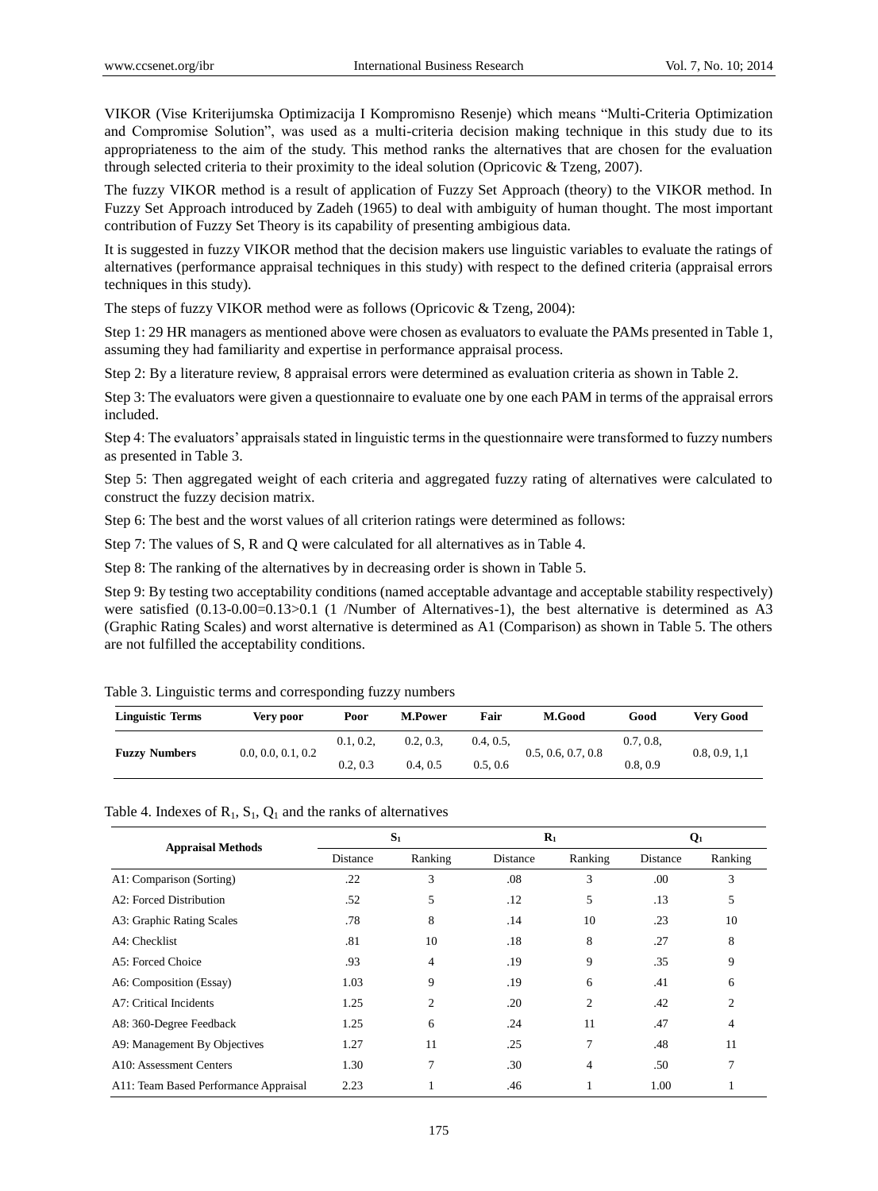VIKOR (Vise Kriterijumska Optimizacija I Kompromisno Resenje) which means "Multi-Criteria Optimization and Compromise Solution", was used as a multi-criteria decision making technique in this study due to its appropriateness to the aim of the study. This method ranks the alternatives that are chosen for the evaluation through selected criteria to their proximity to the ideal solution (Opricovic & Tzeng, 2007).

The fuzzy VIKOR method is a result of application of Fuzzy Set Approach (theory) to the VIKOR method. In Fuzzy Set Approach introduced by Zadeh (1965) to deal with ambiguity of human thought. The most important contribution of Fuzzy Set Theory is its capability of presenting ambigious data.

It is suggested in fuzzy VIKOR method that the decision makers use linguistic variables to evaluate the ratings of alternatives (performance appraisal techniques in this study) with respect to the defined criteria (appraisal errors techniques in this study).

The steps of fuzzy VIKOR method were as follows (Opricovic & Tzeng, 2004):

Step 1: 29 HR managers as mentioned above were chosen as evaluators to evaluate the PAMs presented in Table 1, assuming they had familiarity and expertise in performance appraisal process.

Step 2: By a literature review, 8 appraisal errors were determined as evaluation criteria as shown in Table 2.

Step 3: The evaluators were given a questionnaire to evaluate one by one each PAM in terms of the appraisal errors included.

Step 4: The evaluators' appraisals stated in linguistic terms in the questionnaire were transformed to fuzzy numbers as presented in Table 3.

Step 5: Then aggregated weight of each criteria and aggregated fuzzy rating of alternatives were calculated to construct the fuzzy decision matrix.

Step 6: The best and the worst values of all criterion ratings were determined as follows:

Step 7: The values of S, R and Q were calculated for all alternatives as in Table 4.

Step 8: The ranking of the alternatives by in decreasing order is shown in Table 5.

Step 9: By testing two acceptability conditions (named acceptable advantage and acceptable stability respectively) were satisfied (0.13-0.00=0.13>0.1 (1 /Number of Alternatives-1), the best alternative is determined as A3 (Graphic Rating Scales) and worst alternative is determined as A1 (Comparison) as shown in Table 5. The others are not fulfilled the acceptability conditions.

Table 3. Linguistic terms and corresponding fuzzy numbers

| Linguistic Terms | Very poor | Poor | M.Power | Fair | M.Good | Good | Very Good |
|---|---|---|---|---|---|---|---|
| Fuzzy Numbers | 0.0, 0.0, 0.1, 0.2 | 0.1, 0.2, 0.2, 0.3 | 0.2, 0.3, 0.4, 0.5 | 0.4, 0.5, 0.5, 0.6 | 0.5, 0.6, 0.7, 0.8 | 0.7, 0.8, 0.8, 0.9 | 0.8, 0.9, 1,1 |

Table 4. Indexes of $R_1$, $S_1$, $Q_1$ and the ranks of alternatives

| Appraisal Methods | $S_1$ | | $R_1$ | | $Q_1$ | |
|---|---|---|---|---|---|---|
| | Distance | Ranking | Distance | Ranking | Distance | Ranking |
| A1: Comparison (Sorting) | .22 | 3 | .08 | 3 | .00 | 3 |
| A2: Forced Distribution | .52 | 5 | .12 | 5 | .13 | 5 |
| A3: Graphic Rating Scales | .78 | 8 | .14 | 10 | .23 | 10 |
| A4: Checklist | .81 | 10 | .18 | 8 | .27 | 8 |
| A5: Forced Choice | .93 | 4 | .19 | 9 | .35 | 9 |
| A6: Composition (Essay) | 1.03 | 9 | .19 | 6 | .41 | 6 |
| A7: Critical Incidents | 1.25 | 2 | .20 | 2 | .42 | 2 |
| A8: 360-Degree Feedback | 1.25 | 6 | .24 | 11 | .47 | 4 |
| A9: Management By Objectives | 1.27 | 11 | .25 | 7 | .48 | 11 |
| A10: Assessment Centers | 1.30 | 7 | .30 | 4 | .50 | 7 |
| A11: Team Based Performance Appraisal | 2.23 | 1 | .46 | 1 | 1.00 | 1 |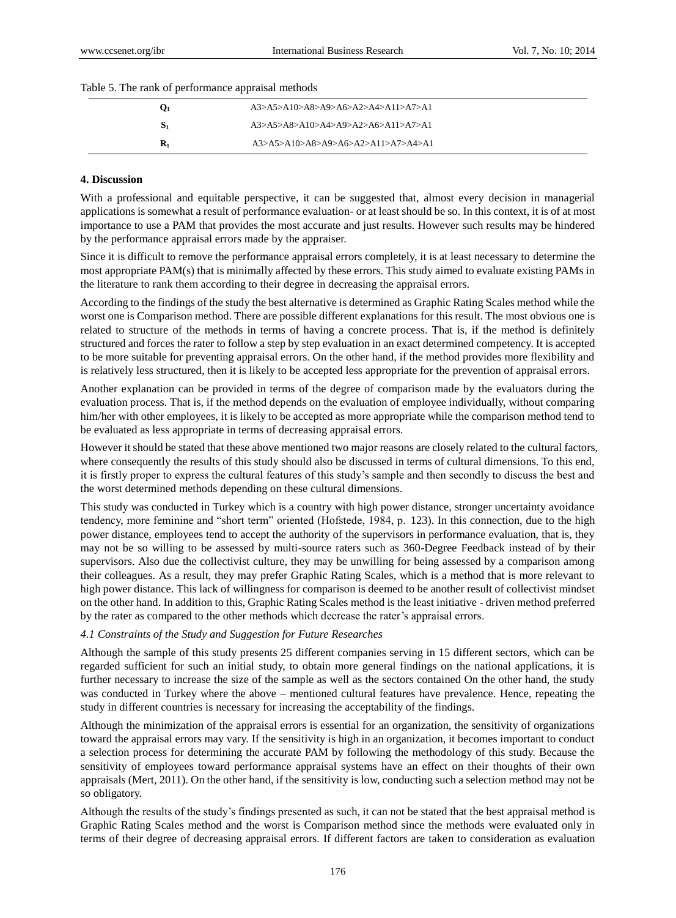Table 5. The rank of performance appraisal methods

| | |
|---|---|
| $Q_1$ | A3>A5>A10>A8>A9>A6>A2>A4>A11>A7>A1 |
| $S_1$ | A3>A5>A8>A10>A4>A9>A2>A6>A11>A7>A1 |
| $R_1$ | A3>A5>A10>A8>A9>A6>A2>A11>A7>A4>A1 |

## 4. Discussion

With a professional and equitable perspective, it can be suggested that, almost every decision in managerial applications is somewhat a result of performance evaluation- or at least should be so. In this context, it is of at most importance to use a PAM that provides the most accurate and just results. However such results may be hindered by the performance appraisal errors made by the appraiser.

Since it is difficult to remove the performance appraisal errors completely, it is at least necessary to determine the most appropriate PAM(s) that is minimally affected by these errors. This study aimed to evaluate existing PAMs in the literature to rank them according to their degree in decreasing the appraisal errors.

According to the findings of the study the best alternative is determined as Graphic Rating Scales method while the worst one is Comparison method. There are possible different explanations for this result. The most obvious one is related to structure of the methods in terms of having a concrete process. That is, if the method is definitely structured and forces the rater to follow a step by step evaluation in an exact determined competency. It is accepted to be more suitable for preventing appraisal errors. On the other hand, if the method provides more flexibility and is relatively less structured, then it is likely to be accepted less appropriate for the prevention of appraisal errors.

Another explanation can be provided in terms of the degree of comparison made by the evaluators during the evaluation process. That is, if the method depends on the evaluation of employee individually, without comparing him/her with other employees, it is likely to be accepted as more appropriate while the comparison method tend to be evaluated as less appropriate in terms of decreasing appraisal errors.

However it should be stated that these above mentioned two major reasons are closely related to the cultural factors, where consequently the results of this study should also be discussed in terms of cultural dimensions. To this end, it is firstly proper to express the cultural features of this study's sample and then secondly to discuss the best and the worst determined methods depending on these cultural dimensions.

This study was conducted in Turkey which is a country with high power distance, stronger uncertainty avoidance tendency, more feminine and "short term" oriented (Hofstede, 1984, p. 123). In this connection, due to the high power distance, employees tend to accept the authority of the supervisors in performance evaluation, that is, they may not be so willing to be assessed by multi-source raters such as 360-Degree Feedback instead of by their supervisors. Also due the collectivist culture, they may be unwilling for being assessed by a comparison among their colleagues. As a result, they may prefer Graphic Rating Scales, which is a method that is more relevant to high power distance. This lack of willingness for comparison is deemed to be another result of collectivist mindset on the other hand. In addition to this, Graphic Rating Scales method is the least initiative - driven method preferred by the rater as compared to the other methods which decrease the rater's appraisal errors.

### *4.1 Constraints of the Study and Suggestion for Future Researches*

Although the sample of this study presents 25 different companies serving in 15 different sectors, which can be regarded sufficient for such an initial study, to obtain more general findings on the national applications, it is further necessary to increase the size of the sample as well as the sectors contained On the other hand, the study was conducted in Turkey where the above – mentioned cultural features have prevalence. Hence, repeating the study in different countries is necessary for increasing the acceptability of the findings.

Although the minimization of the appraisal errors is essential for an organization, the sensitivity of organizations toward the appraisal errors may vary. If the sensitivity is high in an organization, it becomes important to conduct a selection process for determining the accurate PAM by following the methodology of this study. Because the sensitivity of employees toward performance appraisal systems have an effect on their thoughts of their own appraisals (Mert, 2011). On the other hand, if the sensitivity is low, conducting such a selection method may not be so obligatory.

Although the results of the study's findings presented as such, it can not be stated that the best appraisal method is Graphic Rating Scales method and the worst is Comparison method since the methods were evaluated only in terms of their degree of decreasing appraisal errors. If different factors are taken to consideration as evaluation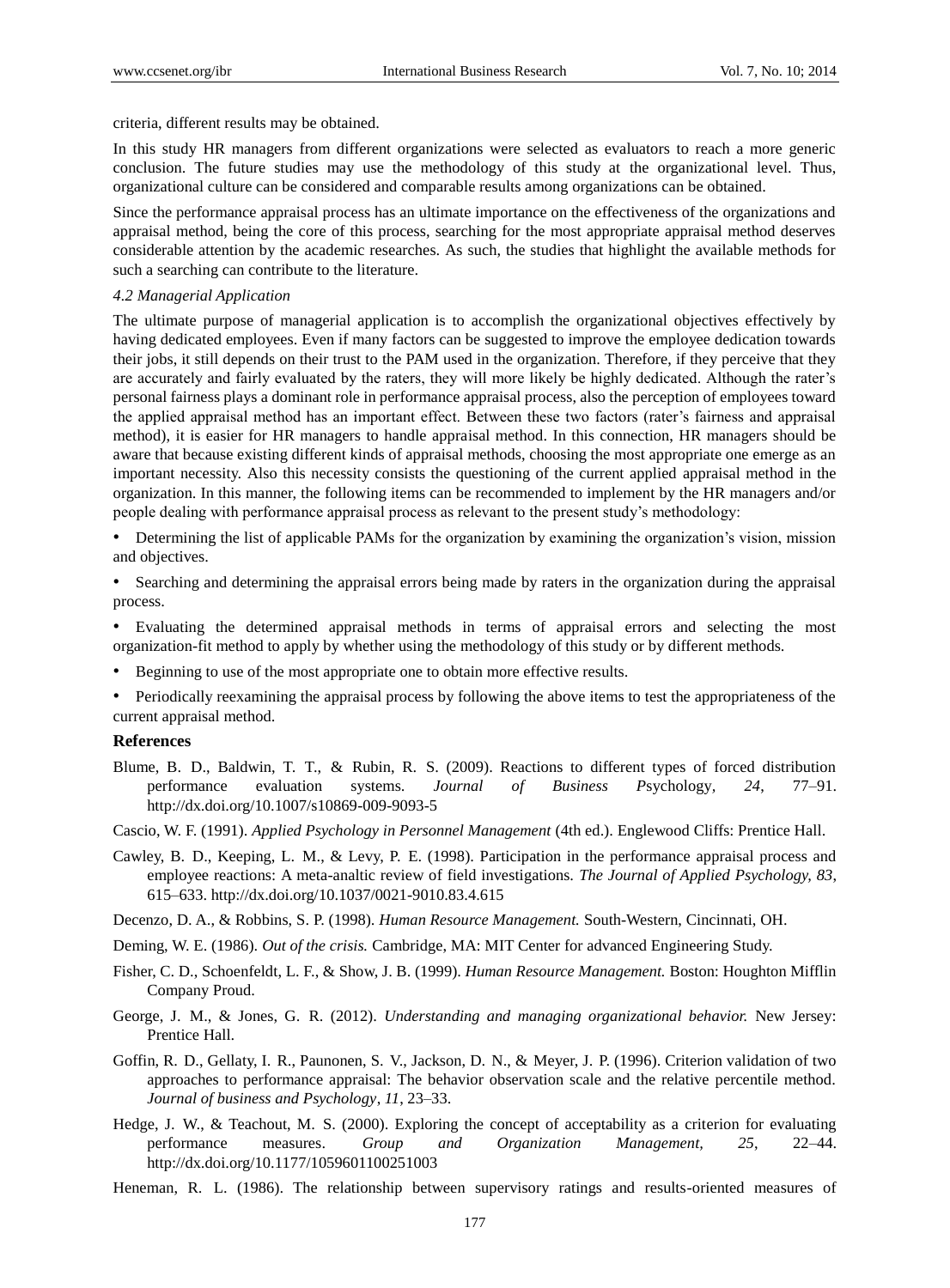criteria, different results may be obtained.

In this study HR managers from different organizations were selected as evaluators to reach a more generic conclusion. The future studies may use the methodology of this study at the organizational level. Thus, organizational culture can be considered and comparable results among organizations can be obtained.

Since the performance appraisal process has an ultimate importance on the effectiveness of the organizations and appraisal method, being the core of this process, searching for the most appropriate appraisal method deserves considerable attention by the academic researches. As such, the studies that highlight the available methods for such a searching can contribute to the literature.

### *4.2 Managerial Application*

The ultimate purpose of managerial application is to accomplish the organizational objectives effectively by having dedicated employees. Even if many factors can be suggested to improve the employee dedication towards their jobs, it still depends on their trust to the PAM used in the organization. Therefore, if they perceive that they are accurately and fairly evaluated by the raters, they will more likely be highly dedicated. Although the rater's personal fairness plays a dominant role in performance appraisal process, also the perception of employees toward the applied appraisal method has an important effect. Between these two factors (rater's fairness and appraisal method), it is easier for HR managers to handle appraisal method. In this connection, HR managers should be aware that because existing different kinds of appraisal methods, choosing the most appropriate one emerge as an important necessity. Also this necessity consists the questioning of the current applied appraisal method in the organization. In this manner, the following items can be recommended to implement by the HR managers and/or people dealing with performance appraisal process as relevant to the present study's methodology:

- Determining the list of applicable PAMs for the organization by examining the organization's vision, mission and objectives.
- Searching and determining the appraisal errors being made by raters in the organization during the appraisal process.
- Evaluating the determined appraisal methods in terms of appraisal errors and selecting the most organization-fit method to apply by whether using the methodology of this study or by different methods.
- Beginning to use of the most appropriate one to obtain more effective results.
- Periodically reexamining the appraisal process by following the above items to test the appropriateness of the current appraisal method.

## References

Blume, B. D., Baldwin, T. T., & Rubin, R. S. (2009). Reactions to different types of forced distribution performance evaluation systems. *Journal of Business Psychology, 24*, 77–91. http://dx.doi.org/10.1007/s10869-009-9093-5

Cascio, W. F. (1991). *Applied Psychology in Personnel Management* (4th ed.). Englewood Cliffs: Prentice Hall.

Cawley, B. D., Keeping, L. M., & Levy, P. E. (1998). Participation in the performance appraisal process and employee reactions: A meta-analtic review of field investigations. *The Journal of Applied Psychology, 83*, 615–633. http://dx.doi.org/10.1037/0021-9010.83.4.615

Decenzo, D. A., & Robbins, S. P. (1998). *Human Resource Management.* South-Western, Cincinnati, OH.

Deming, W. E. (1986). *Out of the crisis.* Cambridge, MA: MIT Center for advanced Engineering Study.

Fisher, C. D., Schoenfeldt, L. F., & Show, J. B. (1999). *Human Resource Management.* Boston: Houghton Mifflin Company Proud.

George, J. M., & Jones, G. R. (2012). *Understanding and managing organizational behavior.* New Jersey: Prentice Hall.

Goffin, R. D., Gellaty, I. R., Paunonen, S. V., Jackson, D. N., & Meyer, J. P. (1996). Criterion validation of two approaches to performance appraisal: The behavior observation scale and the relative percentile method. *Journal of business and Psychology, 11*, 23–33.

Hedge, J. W., & Teachout, M. S. (2000). Exploring the concept of acceptability as a criterion for evaluating performance measures. *Group and Organization Management, 25*, 22–44. http://dx.doi.org/10.1177/1059601100251003

Heneman, R. L. (1986). The relationship between supervisory ratings and results-oriented measures of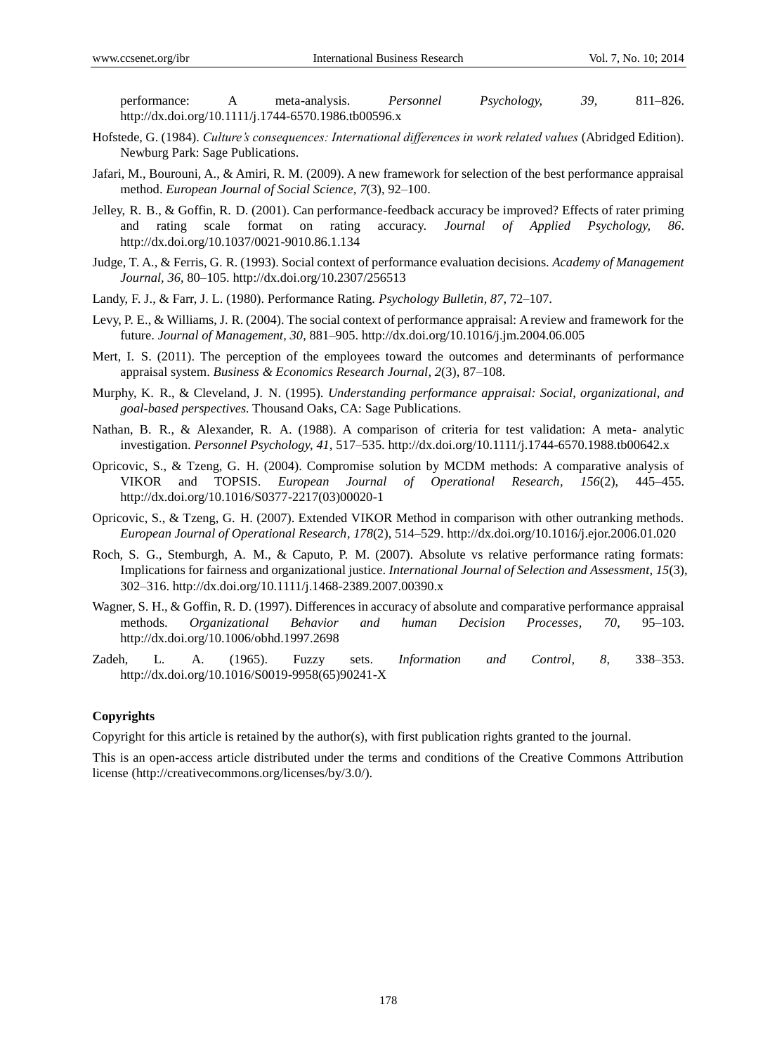performance: A meta-analysis. *Personnel Psychology, 39*, 811–826. http://dx.doi.org/10.1111/j.1744-6570.1986.tb00596.x

Hofstede, G. (1984). *Culture's consequences: International differences in work related values* (Abridged Edition). Newburg Park: Sage Publications.

Jafari, M., Bourouni, A., & Amiri, R. M. (2009). A new framework for selection of the best performance appraisal method. *European Journal of Social Science, 7*(3), 92–100.

Jelley, R. B., & Goffin, R. D. (2001). Can performance-feedback accuracy be improved? Effects of rater priming and rating scale format on rating accuracy. *Journal of Applied Psychology, 86*. http://dx.doi.org/10.1037/0021-9010.86.1.134

Judge, T. A., & Ferris, G. R. (1993). Social context of performance evaluation decisions. *Academy of Management Journal, 36*, 80–105. http://dx.doi.org/10.2307/256513

Landy, F. J., & Farr, J. L. (1980). Performance Rating. *Psychology Bulletin, 87*, 72–107.

Levy, P. E., & Williams, J. R. (2004). The social context of performance appraisal: A review and framework for the future. *Journal of Management, 30*, 881–905. http://dx.doi.org/10.1016/j.jm.2004.06.005

Mert, I. S. (2011). The perception of the employees toward the outcomes and determinants of performance appraisal system. *Business & Economics Research Journal, 2*(3), 87–108.

Murphy, K. R., & Cleveland, J. N. (1995). *Understanding performance appraisal: Social, organizational, and goal-based perspectives.* Thousand Oaks, CA: Sage Publications.

Nathan, B. R., & Alexander, R. A. (1988). A comparison of criteria for test validation: A meta- analytic investigation. *Personnel Psychology, 41*, 517–535. http://dx.doi.org/10.1111/j.1744-6570.1988.tb00642.x

Opricovic, S., & Tzeng, G. H. (2004). Compromise solution by MCDM methods: A comparative analysis of VIKOR and TOPSIS. *European Journal of Operational Research, 156*(2), 445–455. http://dx.doi.org/10.1016/S0377-2217(03)00020-1

Opricovic, S., & Tzeng, G. H. (2007). Extended VIKOR Method in comparison with other outranking methods. *European Journal of Operational Research, 178*(2), 514–529. http://dx.doi.org/10.1016/j.ejor.2006.01.020

Roch, S. G., Stemburgh, A. M., & Caputo, P. M. (2007). Absolute vs relative performance rating formats: Implications for fairness and organizational justice. *International Journal of Selection and Assessment, 15*(3), 302–316. http://dx.doi.org/10.1111/j.1468-2389.2007.00390.x

Wagner, S. H., & Goffin, R. D. (1997). Differences in accuracy of absolute and comparative performance appraisal methods. *Organizational Behavior and human Decision Processes, 70*, 95–103. http://dx.doi.org/10.1006/obhd.1997.2698

Zadeh, L. A. (1965). Fuzzy sets. *Information and Control, 8*, 338–353. http://dx.doi.org/10.1016/S0019-9958(65)90241-X

## Copyrights

Copyright for this article is retained by the author(s), with first publication rights granted to the journal.

This is an open-access article distributed under the terms and conditions of the Creative Commons Attribution license (http://creativecommons.org/licenses/by/3.0/).